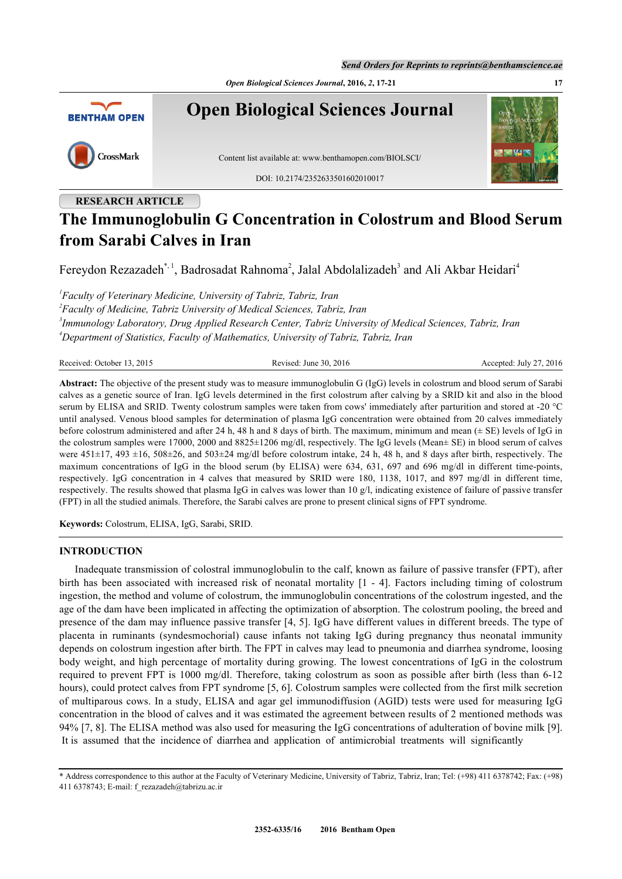RESEARCH ARTICLE

# The Immunoglobulin G Concentration in Colostrum and Blood Serum from Sarabi Calves in Iran

Fereydon Rezazadeh[*,1], Badrosadat Rahnoma[2], Jalal Abdolalizadeh[3] and Ali Akbar Heidari[4]

[1]*Faculty of Veterinary Medicine, University of Tabriz, Tabriz, Iran*
[2]*Faculty of Medicine, Tabriz University of Medical Sciences, Tabriz, Iran*
[3]*Immunology Laboratory, Drug Applied Research Center, Tabriz University of Medical Sciences, Tabriz, Iran*
[4]*Department of Statistics, Faculty of Mathematics, University of Tabriz, Tabriz, Iran*

Received: October 13, 2015 Revised: June 30, 2016 Accepted: July 27, 2016

**Abstract:** The objective of the present study was to measure immunoglobulin G (IgG) levels in colostrum and blood serum of Sarabi calves as a genetic source of Iran. IgG levels determined in the first colostrum after calving by a SRID kit and also in the blood serum by ELISA and SRID. Twenty colostrum samples were taken from cows' immediately after parturition and stored at -20 °C until analysed. Venous blood samples for determination of plasma IgG concentration were obtained from 20 calves immediately before colostrum administered and after 24 h, 48 h and 8 days of birth. The maximum, minimum and mean (± SE) levels of IgG in the colostrum samples were 17000, 2000 and 8825±1206 mg/dl, respectively. The IgG levels (Mean± SE) in blood serum of calves were 451±17, 493 ±16, 508±26, and 503±24 mg/dl before colostrum intake, 24 h, 48 h, and 8 days after birth, respectively. The maximum concentrations of IgG in the blood serum (by ELISA) were 634, 631, 697 and 696 mg/dl in different time-points, respectively. IgG concentration in 4 calves that measured by SRID were 180, 1138, 1017, and 897 mg/dl in different time, respectively. The results showed that plasma IgG in calves was lower than 10 g/l, indicating existence of failure of passive transfer (FPT) in all the studied animals. Therefore, the Sarabi calves are prone to present clinical signs of FPT syndrome.

**Keywords:** Colostrum, ELISA, IgG, Sarabi, SRID.

## INTRODUCTION

Inadequate transmission of colostral immunoglobulin to the calf, known as failure of passive transfer (FPT), after birth has been associated with increased risk of neonatal mortality [1 - 4]. Factors including timing of colostrum ingestion, the method and volume of colostrum, the immunoglobulin concentrations of the colostrum ingested, and the age of the dam have been implicated in affecting the optimization of absorption. The colostrum pooling, the breed and presence of the dam may influence passive transfer [4, 5]. IgG have different values in different breeds. The type of placenta in ruminants (syndesmochorial) cause infants not taking IgG during pregnancy thus neonatal immunity depends on colostrum ingestion after birth. The FPT in calves may lead to pneumonia and diarrhea syndrome, loosing body weight, and high percentage of mortality during growing. The lowest concentrations of IgG in the colostrum required to prevent FPT is 1000 mg/dl. Therefore, taking colostrum as soon as possible after birth (less than 6-12 hours), could protect calves from FPT syndrome [5, 6]. Colostrum samples were collected from the first milk secretion of multiparous cows. In a study, ELISA and agar gel immunodiffusion (AGID) tests were used for measuring IgG concentration in the blood of calves and it was estimated the agreement between results of 2 mentioned methods was 94% [7, 8]. The ELISA method was also used for measuring the IgG concentrations of adulteration of bovine milk [9]. It is assumed that the incidence of diarrhea and application of antimicrobial treatments will significantly

* Address correspondence to this author at the Faculty of Veterinary Medicine, University of Tabriz, Tabriz, Iran; Tel: (+98) 411 6378742; Fax: (+98) 411 6378743; E-mail: f_rezazadeh@tabrizu.ac.ir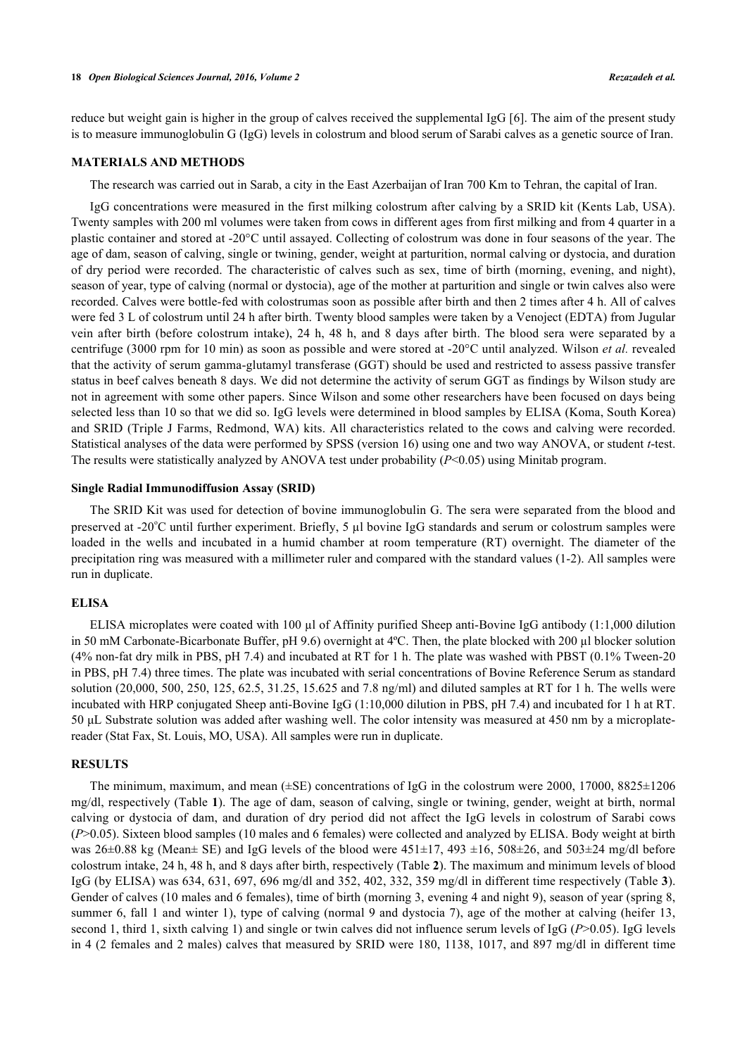reduce but weight gain is higher in the group of calves received the supplemental IgG [6]. The aim of the present study is to measure immunoglobulin G (IgG) levels in colostrum and blood serum of Sarabi calves as a genetic source of Iran.

## MATERIALS AND METHODS

The research was carried out in Sarab, a city in the East Azerbaijan of Iran 700 Km to Tehran, the capital of Iran.

IgG concentrations were measured in the first milking colostrum after calving by a SRID kit (Kents Lab, USA). Twenty samples with 200 ml volumes were taken from cows in different ages from first milking and from 4 quarter in a plastic container and stored at -20°C until assayed. Collecting of colostrum was done in four seasons of the year. The age of dam, season of calving, single or twining, gender, weight at parturition, normal calving or dystocia, and duration of dry period were recorded. The characteristic of calves such as sex, time of birth (morning, evening, and night), season of year, type of calving (normal or dystocia), age of the mother at parturition and single or twin calves also were recorded. Calves were bottle-fed with colostrumas soon as possible after birth and then 2 times after 4 h. All of calves were fed 3 L of colostrum until 24 h after birth. Twenty blood samples were taken by a Venoject (EDTA) from Jugular vein after birth (before colostrum intake), 24 h, 48 h, and 8 days after birth. The blood sera were separated by a centrifuge (3000 rpm for 10 min) as soon as possible and were stored at -20°C until analyzed. Wilson *et al.* revealed that the activity of serum gamma-glutamyl transferase (GGT) should be used and restricted to assess passive transfer status in beef calves beneath 8 days. We did not determine the activity of serum GGT as findings by Wilson study are not in agreement with some other papers. Since Wilson and some other researchers have been focused on days being selected less than 10 so that we did so. IgG levels were determined in blood samples by ELISA (Koma, South Korea) and SRID (Triple J Farms, Redmond, WA) kits. All characteristics related to the cows and calving were recorded. Statistical analyses of the data were performed by SPSS (version 16) using one and two way ANOVA, or student *t*-test. The results were statistically analyzed by ANOVA test under probability ($P<0.05$) using Minitab program.

### Single Radial Immunodiffusion Assay (SRID)

The SRID Kit was used for detection of bovine immunoglobulin G. The sera were separated from the blood and preserved at -20°C until further experiment. Briefly, 5 µl bovine IgG standards and serum or colostrum samples were loaded in the wells and incubated in a humid chamber at room temperature (RT) overnight. The diameter of the precipitation ring was measured with a millimeter ruler and compared with the standard values (1-2). All samples were run in duplicate.

### ELISA

ELISA microplates were coated with 100 µl of Affinity purified Sheep anti-Bovine IgG antibody (1:1,000 dilution in 50 mM Carbonate-Bicarbonate Buffer, pH 9.6) overnight at 4ºC. Then, the plate blocked with 200 µl blocker solution (4% non-fat dry milk in PBS, pH 7.4) and incubated at RT for 1 h. The plate was washed with PBST (0.1% Tween-20 in PBS, pH 7.4) three times. The plate was incubated with serial concentrations of Bovine Reference Serum as standard solution (20,000, 500, 250, 125, 62.5, 31.25, 15.625 and 7.8 ng/ml) and diluted samples at RT for 1 h. The wells were incubated with HRP conjugated Sheep anti-Bovine IgG (1:10,000 dilution in PBS, pH 7.4) and incubated for 1 h at RT. 50 µL Substrate solution was added after washing well. The color intensity was measured at 450 nm by a microplate-reader (Stat Fax, St. Louis, MO, USA). All samples were run in duplicate.

## RESULTS

The minimum, maximum, and mean (±SE) concentrations of IgG in the colostrum were 2000, 17000, 8825±1206 mg/dl, respectively (Table **1**). The age of dam, season of calving, single or twining, gender, weight at birth, normal calving or dystocia of dam, and duration of dry period did not affect the IgG levels in colostrum of Sarabi cows ($P>0.05$). Sixteen blood samples (10 males and 6 females) were collected and analyzed by ELISA. Body weight at birth was 26±0.88 kg (Mean± SE) and IgG levels of the blood were 451±17, 493 ±16, 508±26, and 503±24 mg/dl before colostrum intake, 24 h, 48 h, and 8 days after birth, respectively (Table **2**). The maximum and minimum levels of blood IgG (by ELISA) was 634, 631, 697, 696 mg/dl and 352, 402, 332, 359 mg/dl in different time respectively (Table **3**). Gender of calves (10 males and 6 females), time of birth (morning 3, evening 4 and night 9), season of year (spring 8, summer 6, fall 1 and winter 1), type of calving (normal 9 and dystocia 7), age of the mother at calving (heifer 13, second 1, third 1, sixth calving 1) and single or twin calves did not influence serum levels of IgG ($P>0.05$). IgG levels in 4 (2 females and 2 males) calves that measured by SRID were 180, 1138, 1017, and 897 mg/dl in different time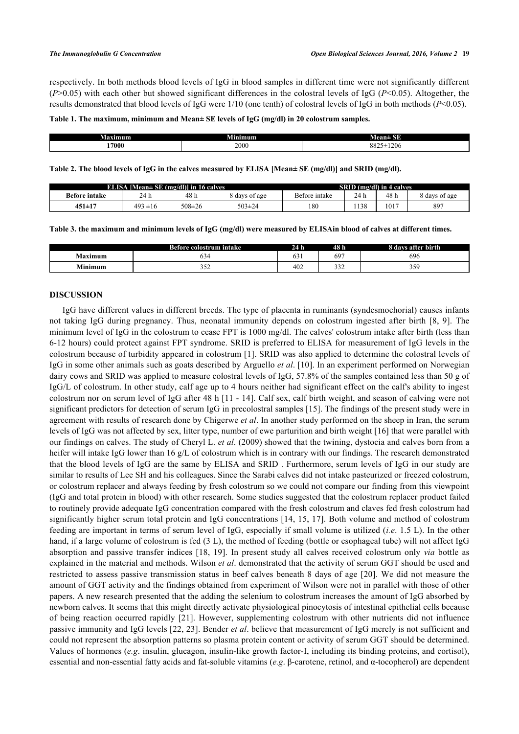respectively. In both methods blood levels of IgG in blood samples in different time were not significantly different ($P>0.05$) with each other but showed significant differences in the colostral levels of IgG ($P<0.05$). Altogether, the results demonstrated that blood levels of IgG were 1/10 (one tenth) of colostral levels of IgG in both methods ($P<0.05$).

**Table 1. The maximum, minimum and Mean± SE levels of IgG (mg/dl) in 20 colostrum samples.**

| Maximum | Minimum | Mean± SE |
|---|---|---|
| **17000** | 2000 | 8825±1206 |

**Table 2. The blood levels of IgG in the calves measured by ELISA [Mean± SE (mg/dl)] and SRID (mg/dl).**

| ELISA [Mean± SE (mg/dl)] in 16 calves | | | | SRID (mg/dl) in 4 calves | | | |
|---|---|---|---|---|---|---|---|
| **Before intake** | 24 h | 48 h | 8 days of age | Before intake | 24 h | 48 h | 8 days of age |
| **451±17** | 493 ±16 | 508±26 | 503±24 | 180 | 1138 | 1017 | 897 |

**Table 3. the maximum and minimum levels of IgG (mg/dl) were measured by ELISAin blood of calves at different times.**

| | Before colostrum intake | 24 h | 48 h | 8 days after birth |
|---|---|---|---|---|
| **Maximum** | 634 | 631 | 697 | 696 |
| **Minimum** | 352 | 402 | 332 | 359 |

## DISCUSSION

IgG have different values in different breeds. The type of placenta in ruminants (syndesmochorial) causes infants not taking IgG during pregnancy. Thus, neonatal immunity depends on colostrum ingested after birth [8, 9]. The minimum level of IgG in the colostrum to cease FPT is 1000 mg/dl. The calves' colostrum intake after birth (less than 6-12 hours) could protect against FPT syndrome. SRID is preferred to ELISA for measurement of IgG levels in the colostrum because of turbidity appeared in colostrum [1]. SRID was also applied to determine the colostral levels of IgG in some other animals such as goats described by Arguello *et al*. [10]. In an experiment performed on Norwegian dairy cows and SRID was applied to measure colostral levels of IgG, 57.8% of the samples contained less than 50 g of IgG/L of colostrum. In other study, calf age up to 4 hours neither had significant effect on the calf's ability to ingest colostrum nor on serum level of IgG after 48 h [11 - 14]. Calf sex, calf birth weight, and season of calving were not significant predictors for detection of serum IgG in precolostral samples [15]. The findings of the present study were in agreement with results of research done by Chigerwe *et al*. In another study performed on the sheep in Iran, the serum levels of IgG was not affected by sex, litter type, number of ewe parturition and birth weight [16] that were parallel with our findings on calves. The study of Cheryl L. *et al*. (2009) showed that the twining, dystocia and calves born from a heifer will intake IgG lower than 16 g/L of colostrum which is in contrary with our findings. The research demonstrated that the blood levels of IgG are the same by ELISA and SRID . Furthermore, serum levels of IgG in our study are similar to results of Lee SH and his colleagues. Since the Sarabi calves did not intake pasteurized or freezed colostrum, or colostrum replacer and always feeding by fresh colostrum so we could not compare our finding from this viewpoint (IgG and total protein in blood) with other research. Some studies suggested that the colostrum replacer product failed to routinely provide adequate IgG concentration compared with the fresh colostrum and claves fed fresh colostrum had significantly higher serum total protein and IgG concentrations [14, 15, 17]. Both volume and method of colostrum feeding are important in terms of serum level of IgG, especially if small volume is utilized (*i.e*. 1.5 L). In the other hand, if a large volume of colostrum is fed (3 L), the method of feeding (bottle or esophageal tube) will not affect IgG absorption and passive transfer indices [18, 19]. In present study all calves received colostrum only *via* bottle as explained in the material and methods. Wilson *et al*. demonstrated that the activity of serum GGT should be used and restricted to assess passive transmission status in beef calves beneath 8 days of age [20]. We did not measure the amount of GGT activity and the findings obtained from experiment of Wilson were not in parallel with those of other papers. A new research presented that the adding the selenium to colostrum increases the amount of IgG absorbed by newborn calves. It seems that this might directly activate physiological pinocytosis of intestinal epithelial cells because of being reaction occurred rapidly [21]. However, supplementing colostrum with other nutrients did not influence passive immunity and IgG levels [22, 23]. Bender *et al*. believe that measurement of IgG merely is not sufficient and could not represent the absorption patterns so plasma protein content or activity of serum GGT should be determined. Values of hormones (*e.g*. insulin, glucagon, insulin-like growth factor-I, including its binding proteins, and cortisol), essential and non-essential fatty acids and fat-soluble vitamins (*e.g*. β-carotene, retinol, and α-tocopherol) are dependent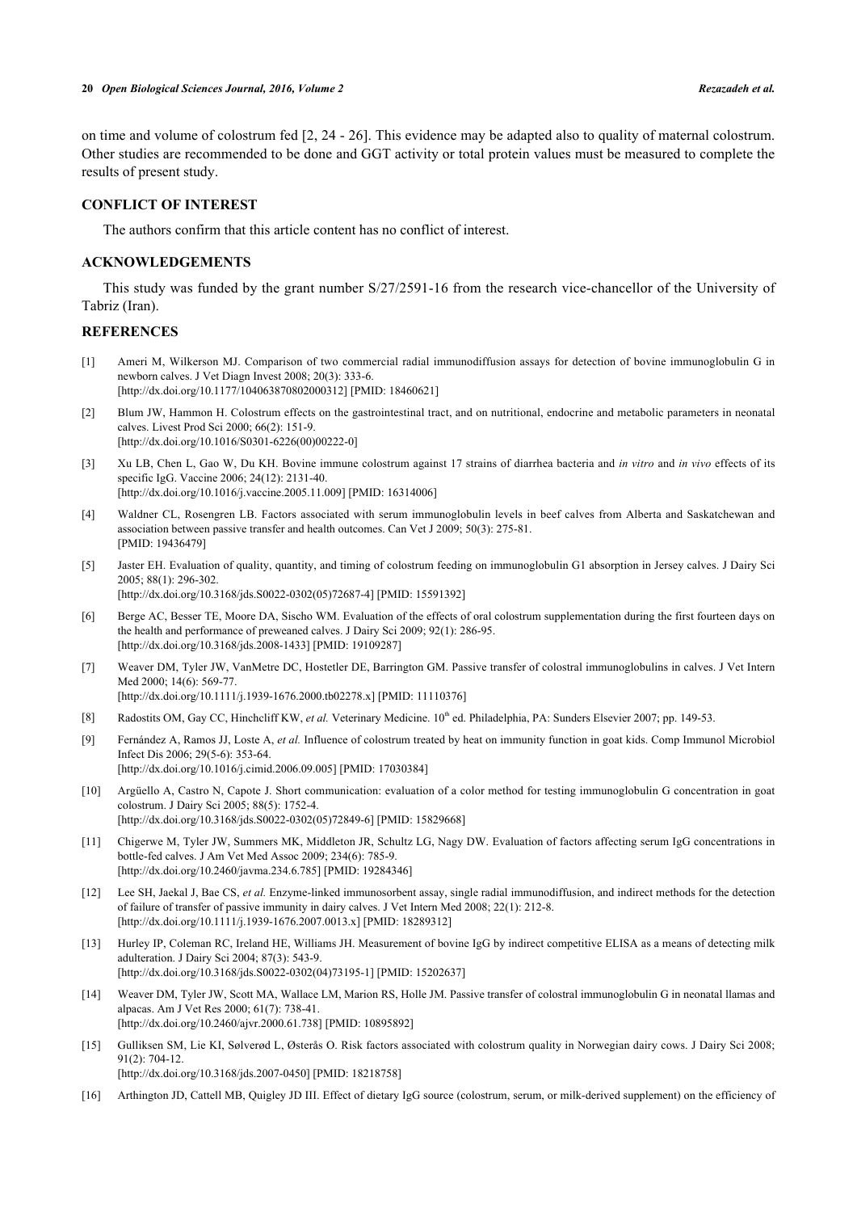on time and volume of colostrum fed [2, 24 - 26]. This evidence may be adapted also to quality of maternal colostrum. Other studies are recommended to be done and GGT activity or total protein values must be measured to complete the results of present study.

## CONFLICT OF INTEREST

The authors confirm that this article content has no conflict of interest.

## ACKNOWLEDGEMENTS

This study was funded by the grant number S/27/2591-16 from the research vice-chancellor of the University of Tabriz (Iran).

## REFERENCES

[1] Ameri M, Wilkerson MJ. Comparison of two commercial radial immunodiffusion assays for detection of bovine immunoglobulin G in newborn calves. J Vet Diagn Invest 2008; 20(3): 333-6. [http://dx.doi.org/10.1177/104063870802000312] [PMID: 18460621]

[2] Blum JW, Hammon H. Colostrum effects on the gastrointestinal tract, and on nutritional, endocrine and metabolic parameters in neonatal calves. Livest Prod Sci 2000; 66(2): 151-9. [http://dx.doi.org/10.1016/S0301-6226(00)00222-0]

[3] Xu LB, Chen L, Gao W, Du KH. Bovine immune colostrum against 17 strains of diarrhea bacteria and *in vitro* and *in vivo* effects of its specific IgG. Vaccine 2006; 24(12): 2131-40. [http://dx.doi.org/10.1016/j.vaccine.2005.11.009] [PMID: 16314006]

[4] Waldner CL, Rosengren LB. Factors associated with serum immunoglobulin levels in beef calves from Alberta and Saskatchewan and association between passive transfer and health outcomes. Can Vet J 2009; 50(3): 275-81. [PMID: 19436479]

[5] Jaster EH. Evaluation of quality, quantity, and timing of colostrum feeding on immunoglobulin G1 absorption in Jersey calves. J Dairy Sci 2005; 88(1): 296-302. [http://dx.doi.org/10.3168/jds.S0022-0302(05)72687-4] [PMID: 15591392]

[6] Berge AC, Besser TE, Moore DA, Sischo WM. Evaluation of the effects of oral colostrum supplementation during the first fourteen days on the health and performance of preweaned calves. J Dairy Sci 2009; 92(1): 286-95. [http://dx.doi.org/10.3168/jds.2008-1433] [PMID: 19109287]

[7] Weaver DM, Tyler JW, VanMetre DC, Hostetler DE, Barrington GM. Passive transfer of colostral immunoglobulins in calves. J Vet Intern Med 2000; 14(6): 569-77. [http://dx.doi.org/10.1111/j.1939-1676.2000.tb02278.x] [PMID: 11110376]

[8] Radostits OM, Gay CC, Hinchcliff KW, *et al.* Veterinary Medicine. 10th ed. Philadelphia, PA: Sunders Elsevier 2007; pp. 149-53.

[9] Fernández A, Ramos JJ, Loste A, *et al.* Influence of colostrum treated by heat on immunity function in goat kids. Comp Immunol Microbiol Infect Dis 2006; 29(5-6): 353-64. [http://dx.doi.org/10.1016/j.cimid.2006.09.005] [PMID: 17030384]

[10] Argüello A, Castro N, Capote J. Short communication: evaluation of a color method for testing immunoglobulin G concentration in goat colostrum. J Dairy Sci 2005; 88(5): 1752-4. [http://dx.doi.org/10.3168/jds.S0022-0302(05)72849-6] [PMID: 15829668]

[11] Chigerwe M, Tyler JW, Summers MK, Middleton JR, Schultz LG, Nagy DW. Evaluation of factors affecting serum IgG concentrations in bottle-fed calves. J Am Vet Med Assoc 2009; 234(6): 785-9. [http://dx.doi.org/10.2460/javma.234.6.785] [PMID: 19284346]

[12] Lee SH, Jaekal J, Bae CS, *et al.* Enzyme-linked immunosorbent assay, single radial immunodiffusion, and indirect methods for the detection of failure of transfer of passive immunity in dairy calves. J Vet Intern Med 2008; 22(1): 212-8. [http://dx.doi.org/10.1111/j.1939-1676.2007.0013.x] [PMID: 18289312]

[13] Hurley IP, Coleman RC, Ireland HE, Williams JH. Measurement of bovine IgG by indirect competitive ELISA as a means of detecting milk adulteration. J Dairy Sci 2004; 87(3): 543-9. [http://dx.doi.org/10.3168/jds.S0022-0302(04)73195-1] [PMID: 15202637]

[14] Weaver DM, Tyler JW, Scott MA, Wallace LM, Marion RS, Holle JM. Passive transfer of colostral immunoglobulin G in neonatal llamas and alpacas. Am J Vet Res 2000; 61(7): 738-41. [http://dx.doi.org/10.2460/ajvr.2000.61.738] [PMID: 10895892]

[15] Gulliksen SM, Lie KI, Sølverød L, Østerås O. Risk factors associated with colostrum quality in Norwegian dairy cows. J Dairy Sci 2008; 91(2): 704-12. [http://dx.doi.org/10.3168/jds.2007-0450] [PMID: 18218758]

[16] Arthington JD, Cattell MB, Quigley JD III. Effect of dietary IgG source (colostrum, serum, or milk-derived supplement) on the efficiency of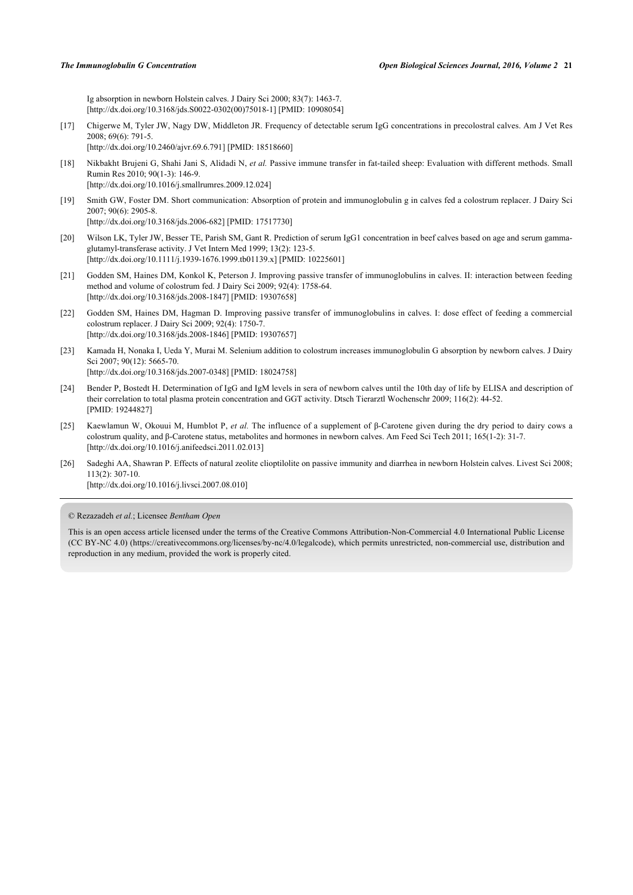Ig absorption in newborn Holstein calves. J Dairy Sci 2000; 83(7): 1463-7. [http://dx.doi.org/10.3168/jds.S0022-0302(00)75018-1] [PMID: 10908054]

[17] Chigerwe M, Tyler JW, Nagy DW, Middleton JR. Frequency of detectable serum IgG concentrations in precolostral calves. Am J Vet Res 2008; 69(6): 791-5. [http://dx.doi.org/10.2460/ajvr.69.6.791] [PMID: 18518660]

[18] Nikbakht Brujeni G, Shahi Jani S, Alidadi N, *et al.* Passive immune transfer in fat-tailed sheep: Evaluation with different methods. Small Rumin Res 2010; 90(1-3): 146-9. [http://dx.doi.org/10.1016/j.smallrumres.2009.12.024]

[19] Smith GW, Foster DM. Short communication: Absorption of protein and immunoglobulin g in calves fed a colostrum replacer. J Dairy Sci 2007; 90(6): 2905-8. [http://dx.doi.org/10.3168/jds.2006-682] [PMID: 17517730]

[20] Wilson LK, Tyler JW, Besser TE, Parish SM, Gant R. Prediction of serum IgG1 concentration in beef calves based on age and serum gamma-glutamyl-transferase activity. J Vet Intern Med 1999; 13(2): 123-5. [http://dx.doi.org/10.1111/j.1939-1676.1999.tb01139.x] [PMID: 10225601]

[21] Godden SM, Haines DM, Konkol K, Peterson J. Improving passive transfer of immunoglobulins in calves. II: interaction between feeding method and volume of colostrum fed. J Dairy Sci 2009; 92(4): 1758-64. [http://dx.doi.org/10.3168/jds.2008-1847] [PMID: 19307658]

[22] Godden SM, Haines DM, Hagman D. Improving passive transfer of immunoglobulins in calves. I: dose effect of feeding a commercial colostrum replacer. J Dairy Sci 2009; 92(4): 1750-7. [http://dx.doi.org/10.3168/jds.2008-1846] [PMID: 19307657]

[23] Kamada H, Nonaka I, Ueda Y, Murai M. Selenium addition to colostrum increases immunoglobulin G absorption by newborn calves. J Dairy Sci 2007; 90(12): 5665-70. [http://dx.doi.org/10.3168/jds.2007-0348] [PMID: 18024758]

[24] Bender P, Bostedt H. Determination of IgG and IgM levels in sera of newborn calves until the 10th day of life by ELISA and description of their correlation to total plasma protein concentration and GGT activity. Dtsch Tierarztl Wochenschr 2009; 116(2): 44-52. [PMID: 19244827]

[25] Kaewlamun W, Okouui M, Humblot P, *et al.* The influence of a supplement of β-Carotene given during the dry period to dairy cows a colostrum quality, and β-Carotene status, metabolites and hormones in newborn calves. Am Feed Sci Tech 2011; 165(1-2): 31-7. [http://dx.doi.org/10.1016/j.anifeedsci.2011.02.013]

[26] Sadeghi AA, Shawran P. Effects of natural zeolite clioptilolite on passive immunity and diarrhea in newborn Holstein calves. Livest Sci 2008; 113(2): 307-10. [http://dx.doi.org/10.1016/j.livsci.2007.08.010]

---

© Rezazadeh *et al.*; Licensee *Bentham Open*

This is an open access article licensed under the terms of the Creative Commons Attribution-Non-Commercial 4.0 International Public License (CC BY-NC 4.0) (https://creativecommons.org/licenses/by-nc/4.0/legalcode), which permits unrestricted, non-commercial use, distribution and reproduction in any medium, provided the work is properly cited.